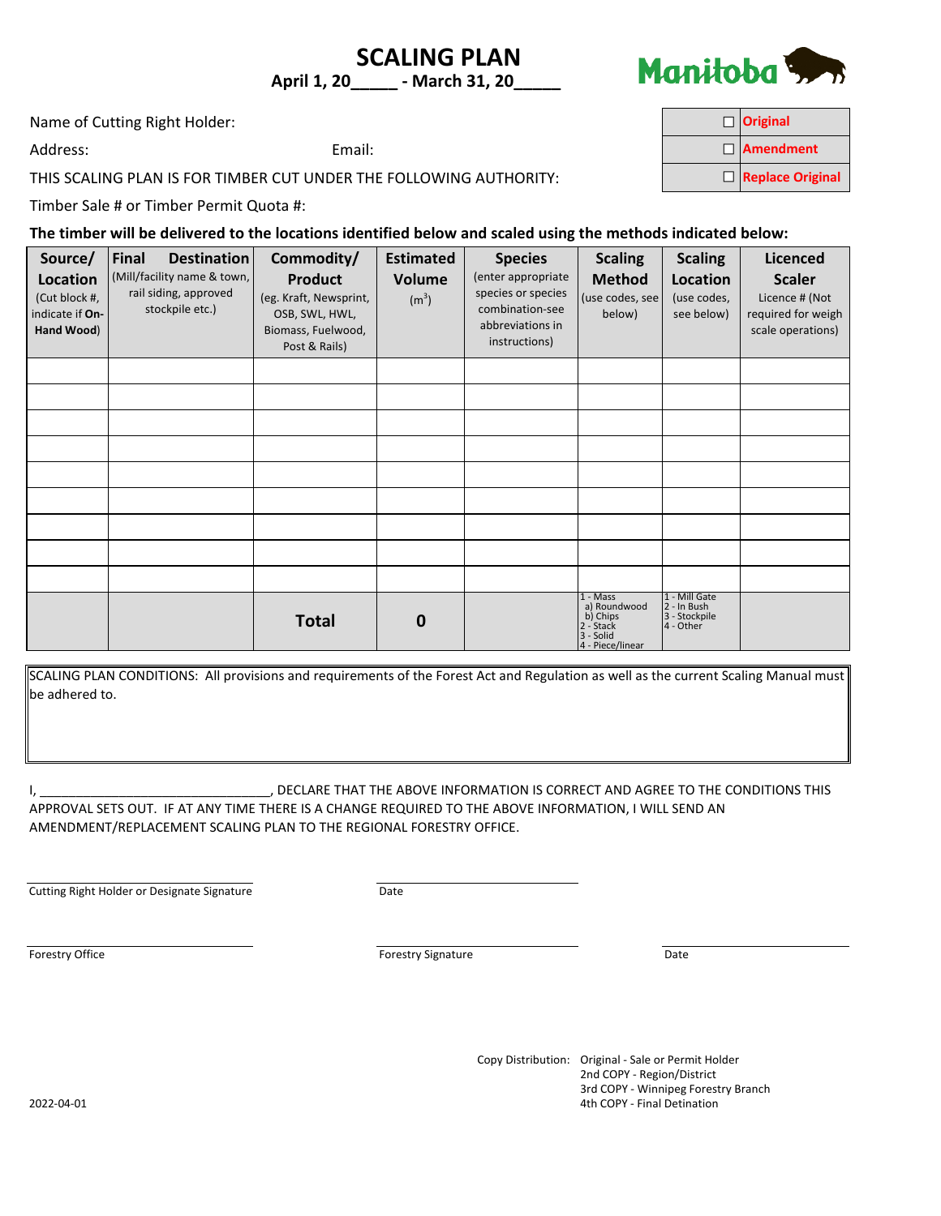# SCALING PLAN

**April 1, 20_____ - March 31, 20_____**

Manitoba

| | |
|---|---|
| ☐ | **Original** |
| ☐ | **Amendment** |
| ☐ | **Replace Original** |

Name of Cutting Right Holder:

Address: Email:

THIS SCALING PLAN IS FOR TIMBER CUT UNDER THE FOLLOWING AUTHORITY:

Timber Sale # or Timber Permit Quota #:

**The timber will be delivered to the locations identified below and scaled using the methods indicated below:**

| **Source/ Location** (Cut block #, indicate if **On-Hand Wood**) | **Final Destination** (Mill/facility name & town, rail siding, approved stockpile etc.) | **Commodity/ Product** (eg. Kraft, Newsprint, OSB, SWL, HWL, Biomass, Fuelwood, Post & Rails) | **Estimated Volume** ($m^3$) | **Species** (enter appropriate species or species combination-see abbreviations in instructions) | **Scaling Method** (use codes, see below) | **Scaling Location** (use codes, see below) | **Licenced Scaler** Licence # (Not required for weigh scale operations) |
|---|---|---|---|---|---|---|---|
| | | | | | | | |
| | | | | | | | |
| | | | | | | | |
| | | | | | | | |
| | | | | | | | |
| | | | | | | | |
| | | | | | | | |
| | | | | | | | |
| | | | | | | | |
| | | **Total** | **0** | | 1 - Mass a) Roundwood b) Chips 2 - Stack 3 - Solid 4 - Piece/linear | 1 - Mill Gate 2 - In Bush 3 - Stockpile 4 - Other | |

SCALING PLAN CONDITIONS: All provisions and requirements of the Forest Act and Regulation as well as the current Scaling Manual must be adhered to.

I, ________________________________, DECLARE THAT THE ABOVE INFORMATION IS CORRECT AND AGREE TO THE CONDITIONS THIS APPROVAL SETS OUT. IF AT ANY TIME THERE IS A CHANGE REQUIRED TO THE ABOVE INFORMATION, I WILL SEND AN AMENDMENT/REPLACEMENT SCALING PLAN TO THE REGIONAL FORESTRY OFFICE.

______________________________ ______________________________

Cutting Right Holder or Designate Signature    Date

______________________________ ______________________________ ______________________________

Forestry Office    Forestry Signature    Date

Copy Distribution: Original - Sale or Permit Holder
2nd COPY - Region/District
3rd COPY - Winnipeg Forestry Branch
4th COPY - Final Detination

2022-04-01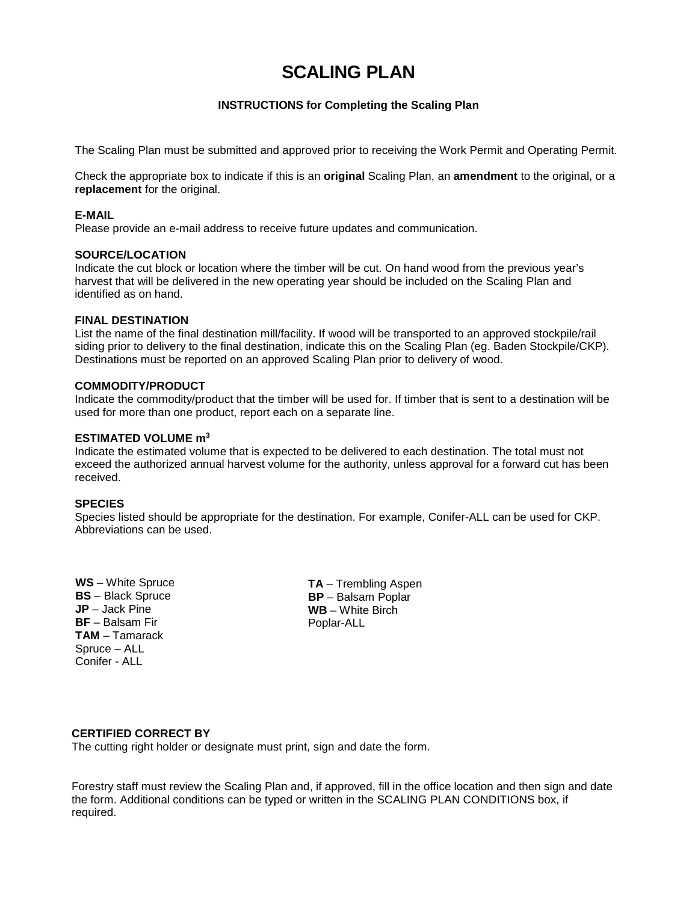# SCALING PLAN

### INSTRUCTIONS for Completing the Scaling Plan

The Scaling Plan must be submitted and approved prior to receiving the Work Permit and Operating Permit.

Check the appropriate box to indicate if this is an **original** Scaling Plan, an **amendment** to the original, or a **replacement** for the original.

**E-MAIL**
Please provide an e-mail address to receive future updates and communication.

**SOURCE/LOCATION**
Indicate the cut block or location where the timber will be cut. On hand wood from the previous year's harvest that will be delivered in the new operating year should be included on the Scaling Plan and identified as on hand.

**FINAL DESTINATION**
List the name of the final destination mill/facility. If wood will be transported to an approved stockpile/rail siding prior to delivery to the final destination, indicate this on the Scaling Plan (eg. Baden Stockpile/CKP). Destinations must be reported on an approved Scaling Plan prior to delivery of wood.

**COMMODITY/PRODUCT**
Indicate the commodity/product that the timber will be used for. If timber that is sent to a destination will be used for more than one product, report each on a separate line.

**ESTIMATED VOLUME $m^3$**
Indicate the estimated volume that is expected to be delivered to each destination. The total must not exceed the authorized annual harvest volume for the authority, unless approval for a forward cut has been received.

**SPECIES**
Species listed should be appropriate for the destination. For example, Conifer-ALL can be used for CKP. Abbreviations can be used.

**WS** – White Spruce
**BS** – Black Spruce
**JP** – Jack Pine
**BF** – Balsam Fir
**TAM** – Tamarack
Spruce – ALL
Conifer - ALL

**TA** – Trembling Aspen
**BP** – Balsam Poplar
**WB** – White Birch
Poplar-ALL

**CERTIFIED CORRECT BY**
The cutting right holder or designate must print, sign and date the form.

Forestry staff must review the Scaling Plan and, if approved, fill in the office location and then sign and date the form. Additional conditions can be typed or written in the SCALING PLAN CONDITIONS box, if required.